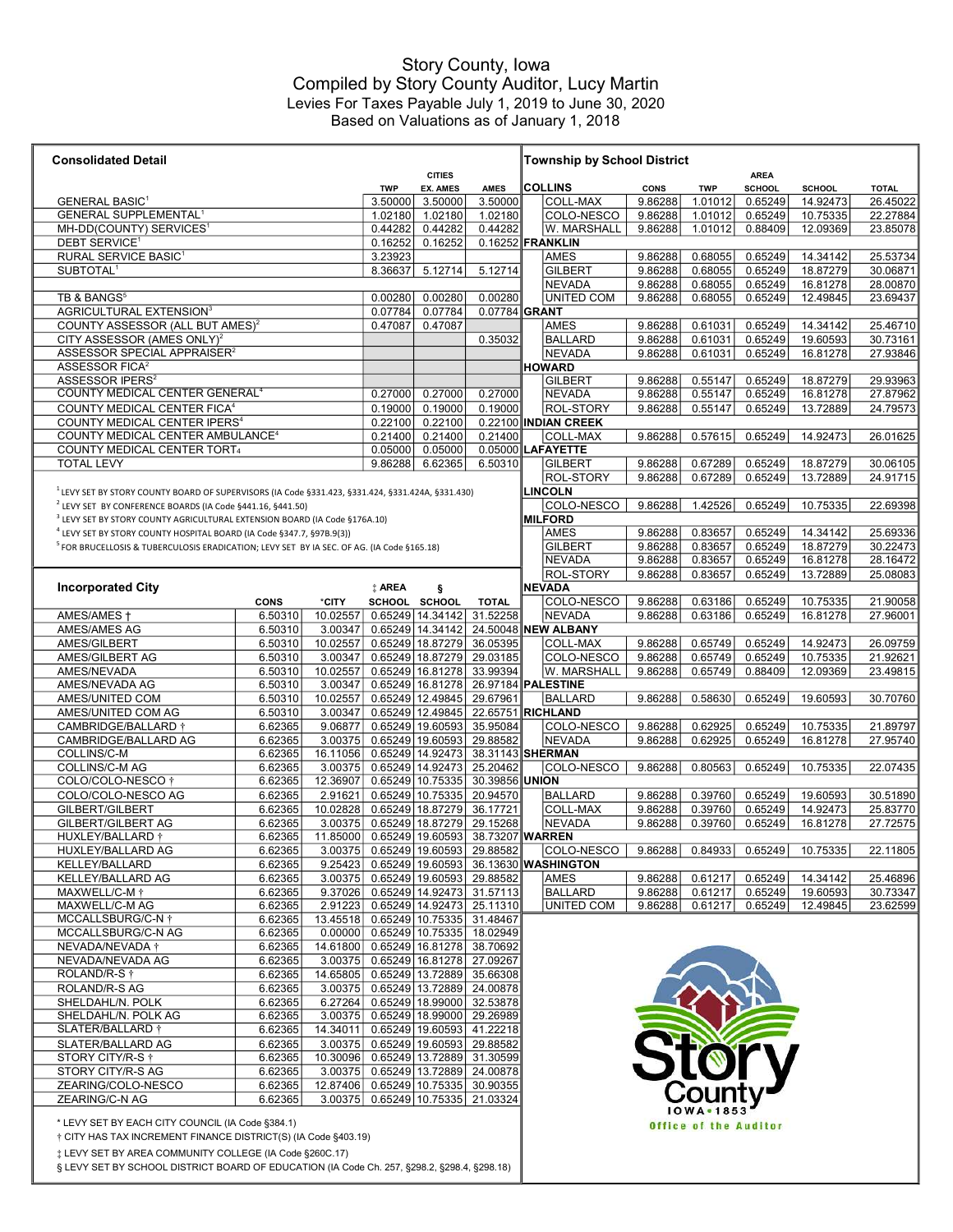# Story County, Iowa
## Compiled by Story County Auditor, Lucy Martin
### Levies For Taxes Payable July 1, 2019 to June 30, 2020
### Based on Valuations as of January 1, 2018

## Consolidated Detail

| | TWP | CITIES EX. AMES | AMES |
|---|---|---|---|
| GENERAL BASIC[1] | 3.50000 | 3.50000 | 3.50000 |
| GENERAL SUPPLEMENTAL[1] | 1.02180 | 1.02180 | 1.02180 |
| MH-DD(COUNTY) SERVICES[1] | 0.44282 | 0.44282 | 0.44282 |
| DEBT SERVICE[1] | 0.16252 | 0.16252 | 0.16252 |
| RURAL SERVICE BASIC[1] | 3.23923 | | |
| SUBTOTAL[1] | 8.36637 | 5.12714 | 5.12714 |
| TB & BANGS[5] | 0.00280 | 0.00280 | 0.00280 |
| AGRICULTURAL EXTENSION[3] | 0.07784 | 0.07784 | 0.07784 |
| COUNTY ASSESSOR (ALL BUT AMES)[2] | 0.47087 | 0.47087 | |
| CITY ASSESSOR (AMES ONLY)[2] | | | 0.35032 |
| ASSESSOR SPECIAL APPRAISER[2] | | | |
| ASSESSOR FICA[2] | | | |
| ASSESSOR IPERS[2] | | | |
| COUNTY MEDICAL CENTER GENERAL[4] | 0.27000 | 0.27000 | 0.27000 |
| COUNTY MEDICAL CENTER FICA[4] | 0.19000 | 0.19000 | 0.19000 |
| COUNTY MEDICAL CENTER IPERS[4] | 0.22100 | 0.22100 | 0.22100 |
| COUNTY MEDICAL CENTER AMBULANCE[4] | 0.21400 | 0.21400 | 0.21400 |
| COUNTY MEDICAL CENTER TORT[4] | 0.05000 | 0.05000 | 0.05000 |
| TOTAL LEVY | 9.86288 | 6.62365 | 6.50310 |

[1] LEVY SET BY STORY COUNTY BOARD OF SUPERVISORS (IA Code §331.423, §331.424, §331.424A, §331.430)
[2] LEVY SET BY CONFERENCE BOARDS (IA Code §441.16, §441.50)
[3] LEVY SET BY STORY COUNTY AGRICULTURAL EXTENSION BOARD (IA Code §176A.10)
[4] LEVY SET BY STORY COUNTY HOSPITAL BOARD (IA Code §347.7, §97B.9(3))
[5] FOR BRUCELLOSIS & TUBERCULOSIS ERADICATION; LEVY SET BY IA SEC. OF AG. (IA Code §165.18)

## Incorporated City

| | CONS | *CITY | ‡ AREA SCHOOL | § SCHOOL | TOTAL |
|---|---|---|---|---|---|
| AMES/AMES † | 6.50310 | 10.02557 | 0.65249 | 14.34142 | 31.52258 |
| AMES/AMES AG | 6.50310 | 3.00347 | 0.65249 | 14.34142 | 24.50048 |
| AMES/GILBERT | 6.50310 | 10.02557 | 0.65249 | 18.87279 | 36.05395 |
| AMES/GILBERT AG | 6.50310 | 3.00347 | 0.65249 | 18.87279 | 29.03185 |
| AMES/NEVADA | 6.50310 | 10.02557 | 0.65249 | 16.81278 | 33.99394 |
| AMES/NEVADA AG | 6.50310 | 3.00347 | 0.65249 | 16.81278 | 26.97184 |
| AMES/UNITED COM | 6.50310 | 10.02557 | 0.65249 | 12.49845 | 29.67961 |
| AMES/UNITED COM AG | 6.50310 | 3.00347 | 0.65249 | 12.49845 | 22.65751 |
| CAMBRIDGE/BALLARD † | 6.62365 | 9.06877 | 0.65249 | 19.60593 | 35.95084 |
| CAMBRIDGE/BALLARD AG | 6.62365 | 3.00375 | 0.65249 | 19.60593 | 29.88582 |
| COLLINS/C-M | 6.62365 | 16.11056 | 0.65249 | 14.92473 | 38.31143 |
| COLLINS/C-M AG | 6.62365 | 3.00375 | 0.65249 | 14.92473 | 25.20462 |
| COLO/COLO-NESCO † | 6.62365 | 12.36907 | 0.65249 | 10.75335 | 30.39856 |
| COLO/COLO-NESCO AG | 6.62365 | 2.91621 | 0.65249 | 10.75335 | 20.94570 |
| GILBERT/GILBERT | 6.62365 | 10.02828 | 0.65249 | 18.87279 | 36.17721 |
| GILBERT/GILBERT AG | 6.62365 | 3.00375 | 0.65249 | 18.87279 | 29.15268 |
| HUXLEY/BALLARD † | 6.62365 | 11.85000 | 0.65249 | 19.60593 | 38.73207 |
| HUXLEY/BALLARD AG | 6.62365 | 3.00375 | 0.65249 | 19.60593 | 29.88582 |
| KELLEY/BALLARD | 6.62365 | 9.25423 | 0.65249 | 19.60593 | 36.13630 |
| KELLEY/BALLARD AG | 6.62365 | 3.00375 | 0.65249 | 19.60593 | 29.88582 |
| MAXWELL/C-M † | 6.62365 | 9.37026 | 0.65249 | 14.92473 | 31.57113 |
| MAXWELL/C-M AG | 6.62365 | 2.91223 | 0.65249 | 14.92473 | 25.11310 |
| MCCALLSBURG/C-N † | 6.62365 | 13.45518 | 0.65249 | 10.75335 | 31.48467 |
| MCCALLSBURG/C-N AG | 6.62365 | 0.00000 | 0.65249 | 10.75335 | 18.02949 |
| NEVADA/NEVADA † | 6.62365 | 14.61800 | 0.65249 | 16.81278 | 38.70692 |
| NEVADA/NEVADA AG | 6.62365 | 3.00375 | 0.65249 | 16.81278 | 27.09267 |
| ROLAND/R-S † | 6.62365 | 14.65805 | 0.65249 | 13.72889 | 35.66308 |
| ROLAND/R-S AG | 6.62365 | 3.00375 | 0.65249 | 13.72889 | 24.00878 |
| SHELDAHL/N. POLK | 6.62365 | 6.27264 | 0.65249 | 18.99000 | 32.53878 |
| SHELDAHL/N. POLK AG | 6.62365 | 3.00375 | 0.65249 | 18.99000 | 29.26989 |
| SLATER/BALLARD † | 6.62365 | 14.34011 | 0.65249 | 19.60593 | 41.22218 |
| SLATER/BALLARD AG | 6.62365 | 3.00375 | 0.65249 | 19.60593 | 29.88582 |
| STORY CITY/R-S † | 6.62365 | 10.30096 | 0.65249 | 13.72889 | 31.30599 |
| STORY CITY/R-S AG | 6.62365 | 3.00375 | 0.65249 | 13.72889 | 24.00878 |
| ZEARING/COLO-NESCO | 6.62365 | 12.87406 | 0.65249 | 10.75335 | 30.90355 |
| ZEARING/C-N AG | 6.62365 | 3.00375 | 0.65249 | 10.75335 | 21.03324 |

\* LEVY SET BY EACH CITY COUNCIL (IA Code §384.1)
† CITY HAS TAX INCREMENT FINANCE DISTRICT(S) (IA Code §403.19)
‡ LEVY SET BY AREA COMMUNITY COLLEGE (IA Code §260C.17)
§ LEVY SET BY SCHOOL DISTRICT BOARD OF EDUCATION (IA Code Ch. 257, §298.2, §298.4, §298.18)

## Township by School District

| | CONS | TWP | AREA SCHOOL | SCHOOL | TOTAL |
|---|---|---|---|---|---|
| **COLLINS** | | | | | |
| COLL-MAX | 9.86288 | 1.01012 | 0.65249 | 14.92473 | 26.45022 |
| COLO-NESCO | 9.86288 | 1.01012 | 0.65249 | 10.75335 | 22.27884 |
| W. MARSHALL | 9.86288 | 1.01012 | 0.88409 | 12.09369 | 23.85078 |
| **FRANKLIN** | | | | | |
| AMES | 9.86288 | 0.68055 | 0.65249 | 14.34142 | 25.53734 |
| GILBERT | 9.86288 | 0.68055 | 0.65249 | 18.87279 | 30.06871 |
| NEVADA | 9.86288 | 0.68055 | 0.65249 | 16.81278 | 28.00870 |
| UNITED COM | 9.86288 | 0.68055 | 0.65249 | 12.49845 | 23.69437 |
| **GRANT** | | | | | |
| AMES | 9.86288 | 0.61031 | 0.65249 | 14.34142 | 25.46710 |
| BALLARD | 9.86288 | 0.61031 | 0.65249 | 19.60593 | 30.73161 |
| NEVADA | 9.86288 | 0.61031 | 0.65249 | 16.81278 | 27.93846 |
| **HOWARD** | | | | | |
| GILBERT | 9.86288 | 0.55147 | 0.65249 | 18.87279 | 29.93963 |
| NEVADA | 9.86288 | 0.55147 | 0.65249 | 16.81278 | 27.87962 |
| ROL-STORY | 9.86288 | 0.55147 | 0.65249 | 13.72889 | 24.79573 |
| **INDIAN CREEK** | | | | | |
| COLL-MAX | 9.86288 | 0.57615 | 0.65249 | 14.92473 | 26.01625 |
| **LAFAYETTE** | | | | | |
| GILBERT | 9.86288 | 0.67289 | 0.65249 | 18.87279 | 30.06105 |
| ROL-STORY | 9.86288 | 0.67289 | 0.65249 | 13.72889 | 24.91715 |
| **LINCOLN** | | | | | |
| COLO-NESCO | 9.86288 | 1.42526 | 0.65249 | 10.75335 | 22.69398 |
| **MILFORD** | | | | | |
| AMES | 9.86288 | 0.83657 | 0.65249 | 14.34142 | 25.69336 |
| GILBERT | 9.86288 | 0.83657 | 0.65249 | 18.87279 | 30.22473 |
| NEVADA | 9.86288 | 0.83657 | 0.65249 | 16.81278 | 28.16472 |
| ROL-STORY | 9.86288 | 0.83657 | 0.65249 | 13.72889 | 25.08083 |
| **NEVADA** | | | | | |
| COLO-NESCO | 9.86288 | 0.63186 | 0.65249 | 10.75335 | 21.90058 |
| NEVADA | 9.86288 | 0.63186 | 0.65249 | 16.81278 | 27.96001 |
| **NEW ALBANY** | | | | | |
| COLL-MAX | 9.86288 | 0.65749 | 0.65249 | 14.92473 | 26.09759 |
| COLO-NESCO | 9.86288 | 0.65749 | 0.65249 | 10.75335 | 21.92621 |
| W. MARSHALL | 9.86288 | 0.65749 | 0.88409 | 12.09369 | 23.49815 |
| **PALESTINE** | | | | | |
| BALLARD | 9.86288 | 0.58630 | 0.65249 | 19.60593 | 30.70760 |
| **RICHLAND** | | | | | |
| COLO-NESCO | 9.86288 | 0.62925 | 0.65249 | 10.75335 | 21.89797 |
| NEVADA | 9.86288 | 0.62925 | 0.65249 | 16.81278 | 27.95740 |
| **SHERMAN** | | | | | |
| COLO-NESCO | 9.86288 | 0.80563 | 0.65249 | 10.75335 | 22.07435 |
| **UNION** | | | | | |
| BALLARD | 9.86288 | 0.39760 | 0.65249 | 19.60593 | 30.51890 |
| COLL-MAX | 9.86288 | 0.39760 | 0.65249 | 14.92473 | 25.83770 |
| NEVADA | 9.86288 | 0.39760 | 0.65249 | 16.81278 | 27.72575 |
| **WARREN** | | | | | |
| COLO-NESCO | 9.86288 | 0.84933 | 0.65249 | 10.75335 | 22.11805 |
| **WASHINGTON** | | | | | |
| AMES | 9.86288 | 0.61217 | 0.65249 | 14.34142 | 25.46896 |
| BALLARD | 9.86288 | 0.61217 | 0.65249 | 19.60593 | 30.73347 |
| UNITED COM | 9.86288 | 0.61217 | 0.65249 | 12.49845 | 23.62599 |

Story County IOWA • 1853
Office of the Auditor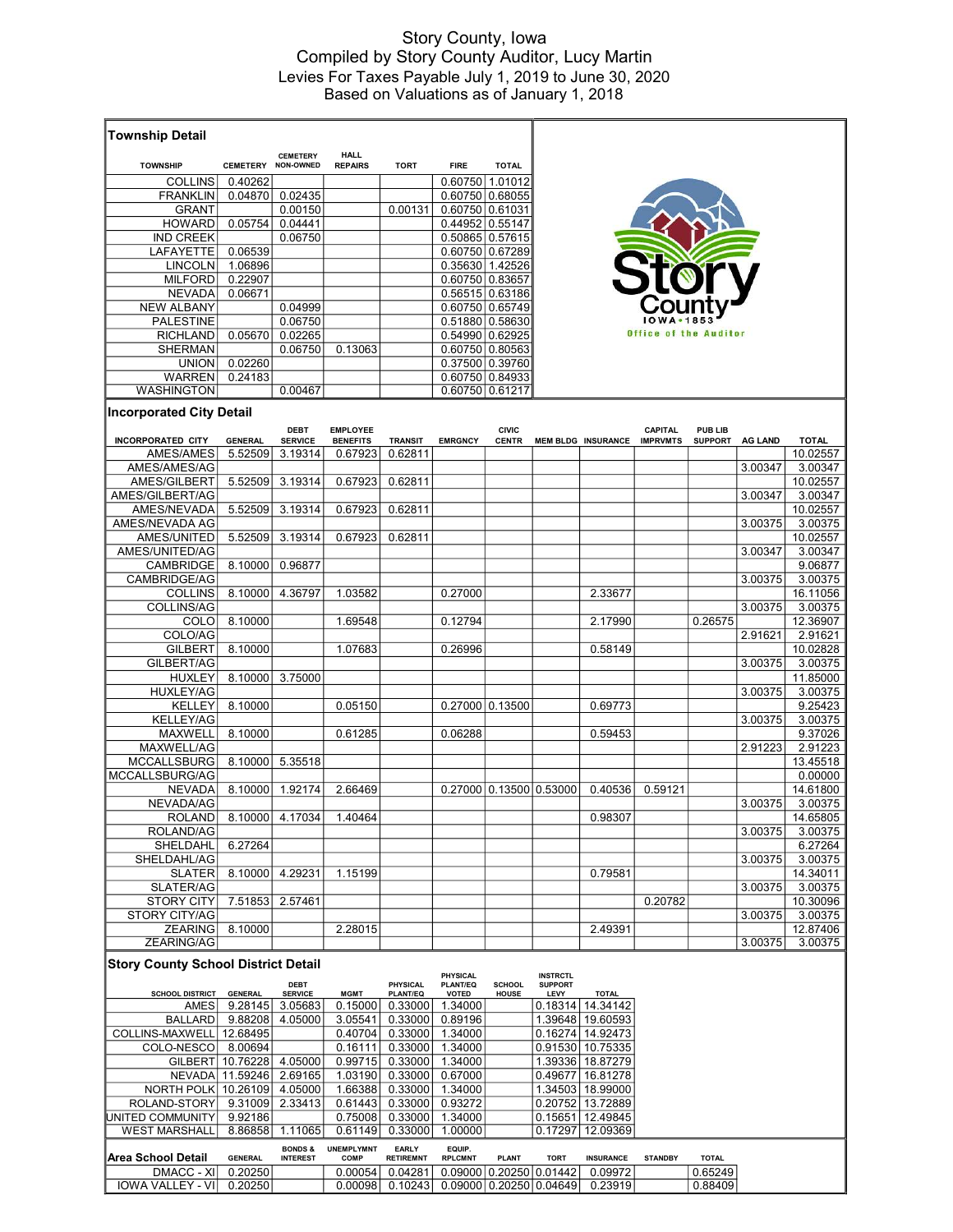# Story County, Iowa
## Compiled by Story County Auditor, Lucy Martin
## Levies For Taxes Payable July 1, 2019 to June 30, 2020
## Based on Valuations as of January 1, 2018

### Township Detail

| TOWNSHIP | CEMETERY | CEMETERY NON-OWNED | HALL REPAIRS | TORT | FIRE | TOTAL |
|---|---|---|---|---|---|---|
| COLLINS | 0.40262 | | | | 0.60750 | 1.01012 |
| FRANKLIN | 0.04870 | 0.02435 | | | 0.60750 | 0.68055 |
| GRANT | | 0.00150 | | 0.00131 | 0.60750 | 0.61031 |
| HOWARD | 0.05754 | 0.04441 | | | 0.44952 | 0.55147 |
| IND CREEK | | 0.06750 | | | 0.50865 | 0.57615 |
| LAFAYETTE | 0.06539 | | | | 0.60750 | 0.67289 |
| LINCOLN | 1.06896 | | | | 0.35630 | 1.42526 |
| MILFORD | 0.22907 | | | | 0.60750 | 0.83657 |
| NEVADA | 0.06671 | | | | 0.56515 | 0.63186 |
| NEW ALBANY | | 0.04999 | | | 0.60750 | 0.65749 |
| PALESTINE | | 0.06750 | | | 0.51880 | 0.58630 |
| RICHLAND | 0.05670 | 0.02265 | | | 0.54990 | 0.62925 |
| SHERMAN | | 0.06750 | 0.13063 | | 0.60750 | 0.80563 |
| UNION | 0.02260 | | | | 0.37500 | 0.39760 |
| WARREN | 0.24183 | | | | 0.60750 | 0.84933 |
| WASHINGTON | | 0.00467 | | | 0.60750 | 0.61217 |

### Incorporated City Detail

| INCORPORATED CITY | GENERAL | DEBT SERVICE | EMPLOYEE BENEFITS | TRANSIT | EMRGNCY | CIVIC CENTR | MEM BLDG | INSURANCE | CAPITAL IMPRVMTS | PUB LIB SUPPORT | AG LAND | TOTAL |
|---|---|---|---|---|---|---|---|---|---|---|---|---|
| AMES/AMES | 5.52509 | 3.19314 | 0.67923 | 0.62811 | | | | | | | | 10.02557 |
| AMES/AMES/AG | | | | | | | | | | | 3.00347 | 3.00347 |
| AMES/GILBERT | 5.52509 | 3.19314 | 0.67923 | 0.62811 | | | | | | | | 10.02557 |
| AMES/GILBERT/AG | | | | | | | | | | | 3.00347 | 3.00347 |
| AMES/NEVADA | 5.52509 | 3.19314 | 0.67923 | 0.62811 | | | | | | | | 10.02557 |
| AMES/NEVADA AG | | | | | | | | | | | 3.00375 | 3.00375 |
| AMES/UNITED | 5.52509 | 3.19314 | 0.67923 | 0.62811 | | | | | | | | 10.02557 |
| AMES/UNITED/AG | | | | | | | | | | | 3.00347 | 3.00347 |
| CAMBRIDGE | 8.10000 | 0.96877 | | | | | | | | | | 9.06877 |
| CAMBRIDGE/AG | | | | | | | | | | | 3.00375 | 3.00375 |
| COLLINS | 8.10000 | 4.36797 | 1.03582 | | 0.27000 | | | 2.33677 | | | | 16.11056 |
| COLLINS/AG | | | | | | | | | | | 3.00375 | 3.00375 |
| COLO | 8.10000 | | 1.69548 | | 0.12794 | | | 2.17990 | | 0.26575 | | 12.36907 |
| COLO/AG | | | | | | | | | | | 2.91621 | 2.91621 |
| GILBERT | 8.10000 | | 1.07683 | | 0.26996 | | | 0.58149 | | | | 10.02828 |
| GILBERT/AG | | | | | | | | | | | 3.00375 | 3.00375 |
| HUXLEY | 8.10000 | 3.75000 | | | | | | | | | | 11.85000 |
| HUXLEY/AG | | | | | | | | | | | 3.00375 | 3.00375 |
| KELLEY | 8.10000 | | 0.05150 | | 0.27000 | 0.13500 | | 0.69773 | | | | 9.25423 |
| KELLEY/AG | | | | | | | | | | | 3.00375 | 3.00375 |
| MAXWELL | 8.10000 | | 0.61285 | | 0.06288 | | | 0.59453 | | | | 9.37026 |
| MAXWELL/AG | | | | | | | | | | | 2.91223 | 2.91223 |
| MCCALLSBURG | 8.10000 | 5.35518 | | | | | | | | | | 13.45518 |
| MCCALLSBURG/AG | | | | | | | | | | | | 0.00000 |
| NEVADA | 8.10000 | 1.92174 | 2.66469 | | 0.27000 | 0.13500 | 0.53000 | 0.40536 | 0.59121 | | | 14.61800 |
| NEVADA/AG | | | | | | | | | | | 3.00375 | 3.00375 |
| ROLAND | 8.10000 | 4.17034 | 1.40464 | | | | | 0.98307 | | | | 14.65805 |
| ROLAND/AG | | | | | | | | | | | 3.00375 | 3.00375 |
| SHELDAHL | 6.27264 | | | | | | | | | | | 6.27264 |
| SHELDAHL/AG | | | | | | | | | | | 3.00375 | 3.00375 |
| SLATER | 8.10000 | 4.29231 | 1.15199 | | | | | 0.79581 | | | | 14.34011 |
| SLATER/AG | | | | | | | | | | | 3.00375 | 3.00375 |
| STORY CITY | 7.51853 | 2.57461 | | | | | | | 0.20782 | | | 10.30096 |
| STORY CITY/AG | | | | | | | | | | | 3.00375 | 3.00375 |
| ZEARING | 8.10000 | | 2.28015 | | | | | 2.49391 | | | | 12.87406 |
| ZEARING/AG | | | | | | | | | | | 3.00375 | 3.00375 |

### Story County School District Detail

| SCHOOL DISTRICT | GENERAL | DEBT SERVICE | MGMT | PHYSICAL PLANT/EQ | PHYSICAL PLANT/EQ VOTED | SCHOOL HOUSE | INSTRCTL SUPPORT LEVY | TOTAL |
|---|---|---|---|---|---|---|---|---|
| AMES | 9.28145 | 3.05683 | 0.15000 | 0.33000 | 1.34000 | | 0.18314 | 14.34142 |
| BALLARD | 9.88208 | 4.05000 | 3.05541 | 0.33000 | 0.89196 | | 1.39648 | 19.60593 |
| COLLINS-MAXWELL | 12.68495 | | 0.40704 | 0.33000 | 1.34000 | | 0.16274 | 14.92473 |
| COLO-NESCO | 8.00694 | | 0.16111 | 0.33000 | 1.34000 | | 0.91530 | 10.75335 |
| GILBERT | 10.76228 | 4.05000 | 0.99715 | 0.33000 | 1.34000 | | 1.39336 | 18.87279 |
| NEVADA | 11.59246 | 2.69165 | 1.03190 | 0.33000 | 0.67000 | | 0.49677 | 16.81278 |
| NORTH POLK | 10.26109 | 4.05000 | 1.66388 | 0.33000 | 1.34000 | | 1.34503 | 18.99000 |
| ROLAND-STORY | 9.31009 | 2.33413 | 0.61443 | 0.33000 | 0.93272 | | 0.20752 | 13.72889 |
| UNITED COMMUNITY | 9.92186 | | 0.75008 | 0.33000 | 1.34000 | | 0.15651 | 12.49845 |
| WEST MARSHALL | 8.86858 | 1.11065 | 0.61149 | 0.33000 | 1.00000 | | 0.17297 | 12.09369 |

### Area School Detail

| Area School Detail | GENERAL | BONDS & INTEREST | UNEMPLYMNT COMP | EARLY RETIREMNT | EQUIP. RPLCMNT | PLANT | TORT | INSURANCE | STANDBY | TOTAL |
|---|---|---|---|---|---|---|---|---|---|---|
| DMACC - XI | 0.20250 | | 0.00054 | 0.04281 | 0.09000 | 0.20250 | 0.01442 | 0.09972 | | 0.65249 |
| IOWA VALLEY - VI | 0.20250 | | 0.00098 | 0.10243 | 0.09000 | 0.20250 | 0.04649 | 0.23919 | | 0.88409 |